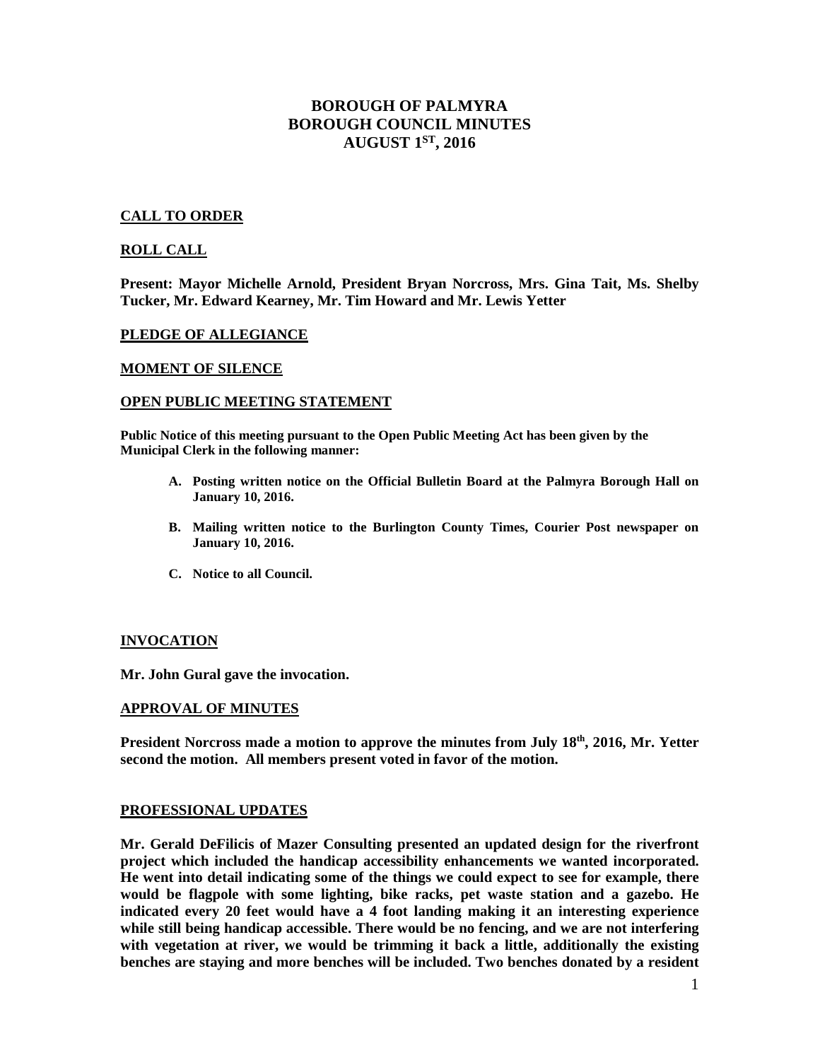# BOROUGH OF PALMYRA
# BOROUGH COUNCIL MINUTES
# AUGUST 1ST, 2016

## CALL TO ORDER

## ROLL CALL

**Present: Mayor Michelle Arnold, President Bryan Norcross, Mrs. Gina Tait, Ms. Shelby Tucker, Mr. Edward Kearney, Mr. Tim Howard and Mr. Lewis Yetter**

## PLEDGE OF ALLEGIANCE

## MOMENT OF SILENCE

## OPEN PUBLIC MEETING STATEMENT

**Public Notice of this meeting pursuant to the Open Public Meeting Act has been given by the Municipal Clerk in the following manner:**

- **A. Posting written notice on the Official Bulletin Board at the Palmyra Borough Hall on January 10, 2016.**
- **B. Mailing written notice to the Burlington County Times, Courier Post newspaper on January 10, 2016.**
- **C. Notice to all Council.**

## INVOCATION

**Mr. John Gural gave the invocation.**

## APPROVAL OF MINUTES

**President Norcross made a motion to approve the minutes from July 18th, 2016, Mr. Yetter second the motion. All members present voted in favor of the motion.**

## PROFESSIONAL UPDATES

**Mr. Gerald DeFilicis of Mazer Consulting presented an updated design for the riverfront project which included the handicap accessibility enhancements we wanted incorporated. He went into detail indicating some of the things we could expect to see for example, there would be flagpole with some lighting, bike racks, pet waste station and a gazebo. He indicated every 20 feet would have a 4 foot landing making it an interesting experience while still being handicap accessible. There would be no fencing, and we are not interfering with vegetation at river, we would be trimming it back a little, additionally the existing benches are staying and more benches will be included. Two benches donated by a resident**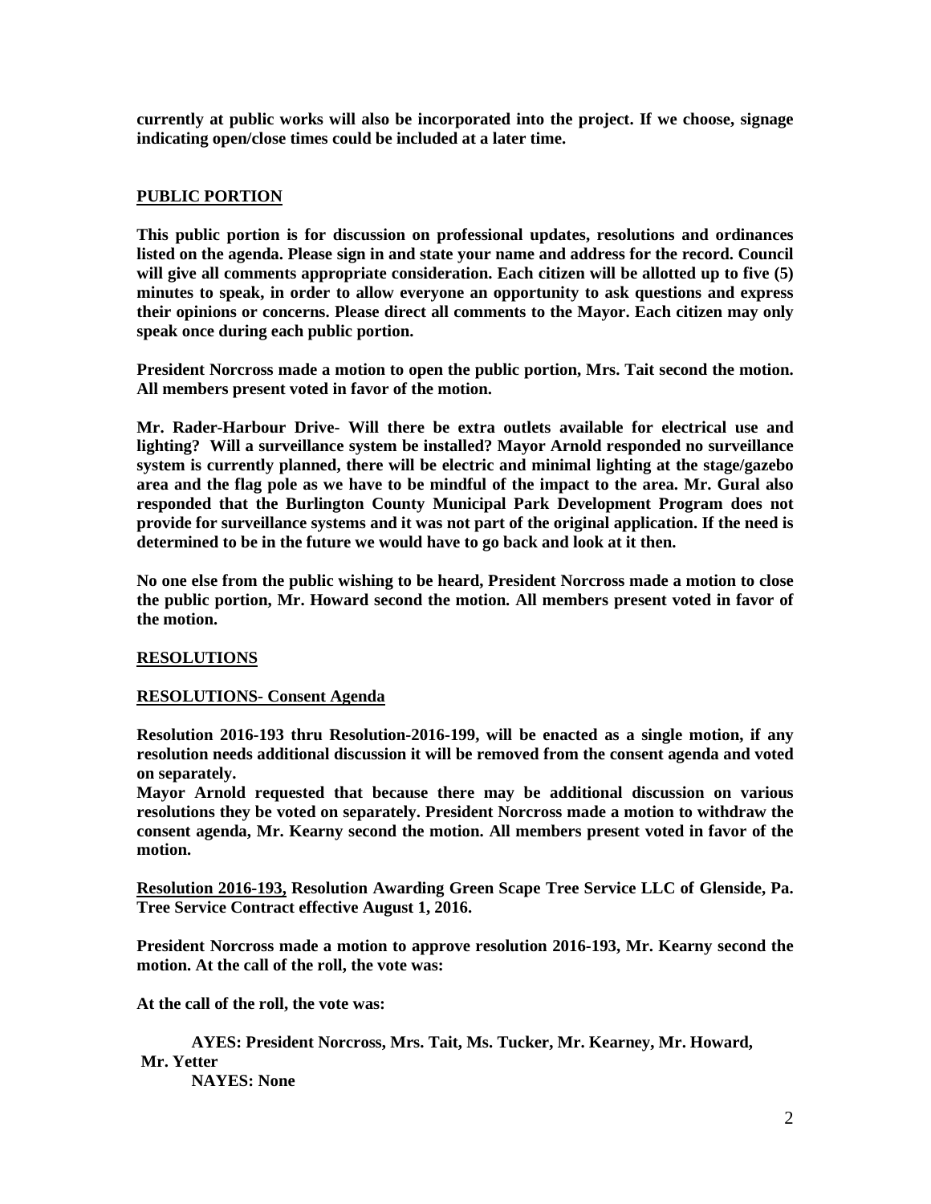**currently at public works will also be incorporated into the project. If we choose, signage indicating open/close times could be included at a later time.**

**PUBLIC PORTION**

**This public portion is for discussion on professional updates, resolutions and ordinances listed on the agenda. Please sign in and state your name and address for the record. Council will give all comments appropriate consideration. Each citizen will be allotted up to five (5) minutes to speak, in order to allow everyone an opportunity to ask questions and express their opinions or concerns. Please direct all comments to the Mayor. Each citizen may only speak once during each public portion.**

**President Norcross made a motion to open the public portion, Mrs. Tait second the motion. All members present voted in favor of the motion.**

**Mr. Rader-Harbour Drive- Will there be extra outlets available for electrical use and lighting? Will a surveillance system be installed? Mayor Arnold responded no surveillance system is currently planned, there will be electric and minimal lighting at the stage/gazebo area and the flag pole as we have to be mindful of the impact to the area. Mr. Gural also responded that the Burlington County Municipal Park Development Program does not provide for surveillance systems and it was not part of the original application. If the need is determined to be in the future we would have to go back and look at it then.**

**No one else from the public wishing to be heard, President Norcross made a motion to close the public portion, Mr. Howard second the motion. All members present voted in favor of the motion.**

**RESOLUTIONS**

**RESOLUTIONS- Consent Agenda**

**Resolution 2016-193 thru Resolution-2016-199, will be enacted as a single motion, if any resolution needs additional discussion it will be removed from the consent agenda and voted on separately.**
**Mayor Arnold requested that because there may be additional discussion on various resolutions they be voted on separately. President Norcross made a motion to withdraw the consent agenda, Mr. Kearny second the motion. All members present voted in favor of the motion.**

**Resolution 2016-193, Resolution Awarding Green Scape Tree Service LLC of Glenside, Pa. Tree Service Contract effective August 1, 2016.**

**President Norcross made a motion to approve resolution 2016-193, Mr. Kearny second the motion. At the call of the roll, the vote was:**

**At the call of the roll, the vote was:**

**AYES: President Norcross, Mrs. Tait, Ms. Tucker, Mr. Kearney, Mr. Howard, Mr. Yetter**
**NAYES: None**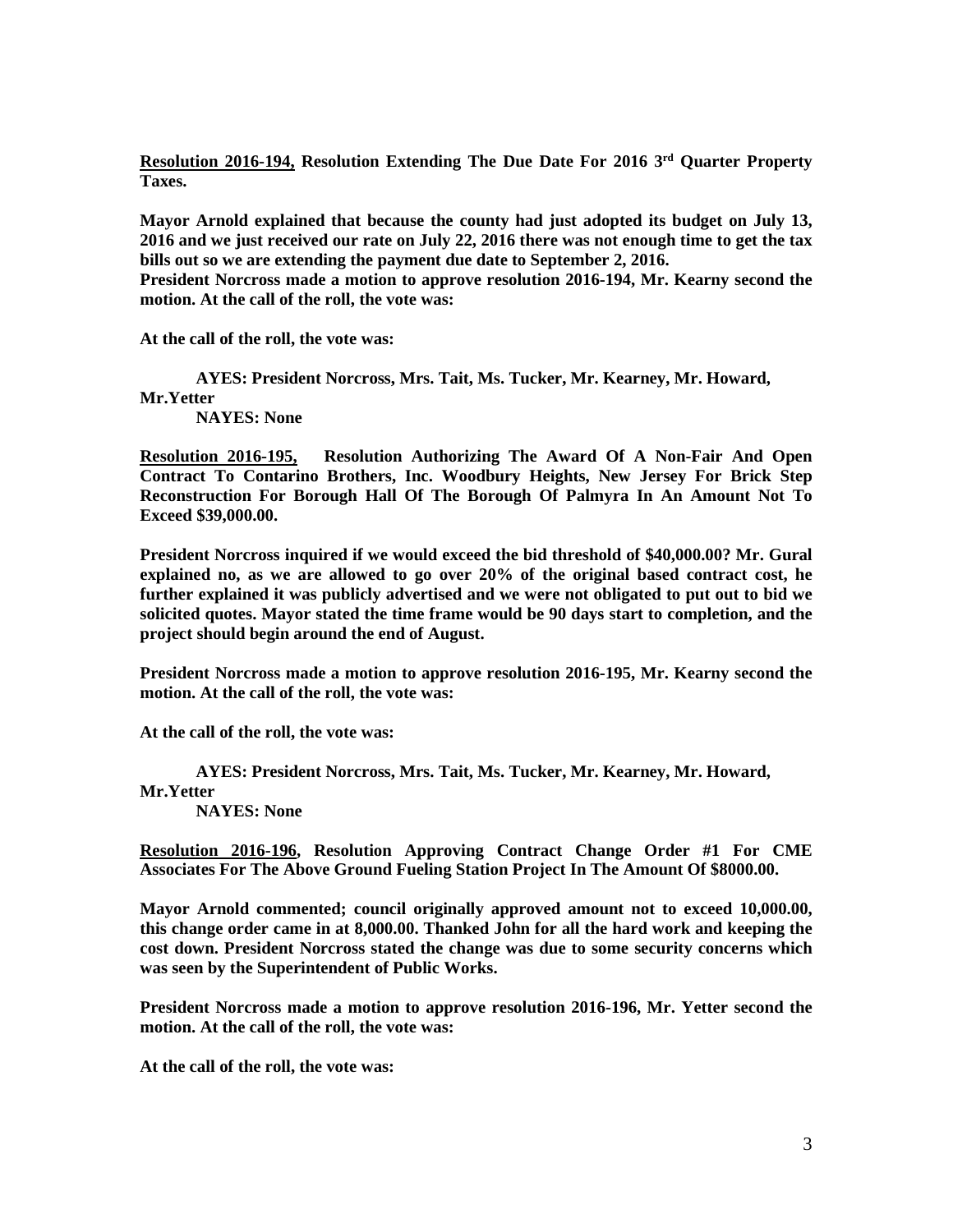**Resolution 2016-194, Resolution Extending The Due Date For 2016 3rd Quarter Property Taxes.**

**Mayor Arnold explained that because the county had just adopted its budget on July 13, 2016 and we just received our rate on July 22, 2016 there was not enough time to get the tax bills out so we are extending the payment due date to September 2, 2016.**
**President Norcross made a motion to approve resolution 2016-194, Mr. Kearny second the motion. At the call of the roll, the vote was:**

**At the call of the roll, the vote was:**

**AYES: President Norcross, Mrs. Tait, Ms. Tucker, Mr. Kearney, Mr. Howard, Mr.Yetter**
**NAYES: None**

**Resolution 2016-195, Resolution Authorizing The Award Of A Non-Fair And Open Contract To Contarino Brothers, Inc. Woodbury Heights, New Jersey For Brick Step Reconstruction For Borough Hall Of The Borough Of Palmyra In An Amount Not To Exceed $39,000.00.**

**President Norcross inquired if we would exceed the bid threshold of $40,000.00? Mr. Gural explained no, as we are allowed to go over 20% of the original based contract cost, he further explained it was publicly advertised and we were not obligated to put out to bid we solicited quotes. Mayor stated the time frame would be 90 days start to completion, and the project should begin around the end of August.**

**President Norcross made a motion to approve resolution 2016-195, Mr. Kearny second the motion. At the call of the roll, the vote was:**

**At the call of the roll, the vote was:**

**AYES: President Norcross, Mrs. Tait, Ms. Tucker, Mr. Kearney, Mr. Howard, Mr.Yetter**
**NAYES: None**

**Resolution 2016-196, Resolution Approving Contract Change Order #1 For CME Associates For The Above Ground Fueling Station Project In The Amount Of $8000.00.**

**Mayor Arnold commented; council originally approved amount not to exceed 10,000.00, this change order came in at 8,000.00. Thanked John for all the hard work and keeping the cost down. President Norcross stated the change was due to some security concerns which was seen by the Superintendent of Public Works.**

**President Norcross made a motion to approve resolution 2016-196, Mr. Yetter second the motion. At the call of the roll, the vote was:**

**At the call of the roll, the vote was:**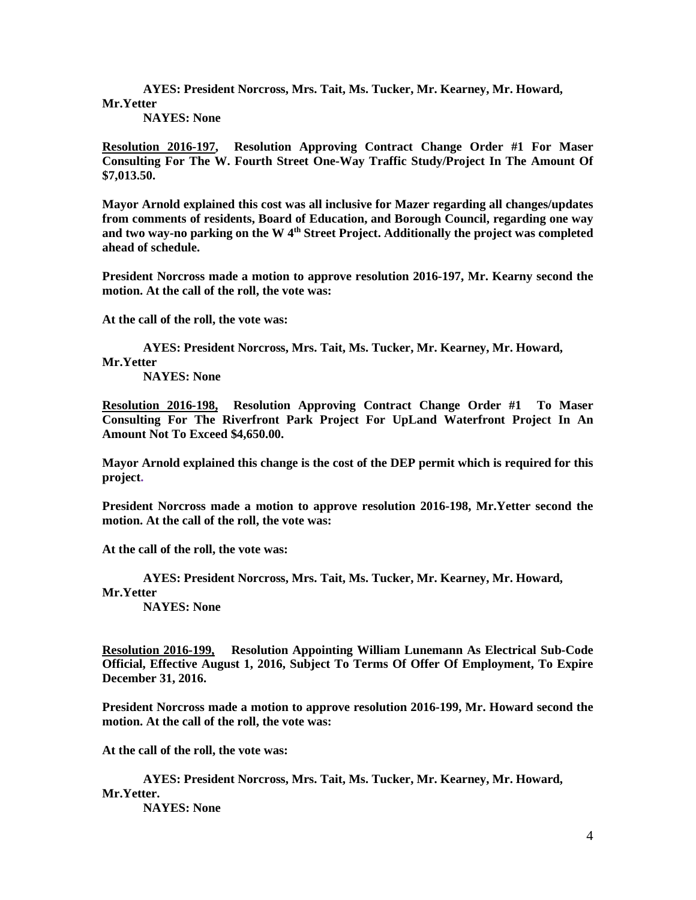**AYES: President Norcross, Mrs. Tait, Ms. Tucker, Mr. Kearney, Mr. Howard, Mr.Yetter**
**NAYES: None**

**<u>Resolution 2016-197</u>, Resolution Approving Contract Change Order #1 For Maser Consulting For The W. Fourth Street One-Way Traffic Study/Project In The Amount Of $7,013.50.**

**Mayor Arnold explained this cost was all inclusive for Mazer regarding all changes/updates from comments of residents, Board of Education, and Borough Council, regarding one way and two way-no parking on the W 4th Street Project. Additionally the project was completed ahead of schedule.**

**President Norcross made a motion to approve resolution 2016-197, Mr. Kearny second the motion. At the call of the roll, the vote was:**

**At the call of the roll, the vote was:**

**AYES: President Norcross, Mrs. Tait, Ms. Tucker, Mr. Kearney, Mr. Howard, Mr.Yetter**
**NAYES: None**

**<u>Resolution 2016-198</u>, Resolution Approving Contract Change Order #1 To Maser Consulting For The Riverfront Park Project For UpLand Waterfront Project In An Amount Not To Exceed $4,650.00.**

**Mayor Arnold explained this change is the cost of the DEP permit which is required for this project.**

**President Norcross made a motion to approve resolution 2016-198, Mr.Yetter second the motion. At the call of the roll, the vote was:**

**At the call of the roll, the vote was:**

**AYES: President Norcross, Mrs. Tait, Ms. Tucker, Mr. Kearney, Mr. Howard, Mr.Yetter**
**NAYES: None**

**<u>Resolution 2016-199</u>, Resolution Appointing William Lunemann As Electrical Sub-Code Official, Effective August 1, 2016, Subject To Terms Of Offer Of Employment, To Expire December 31, 2016.**

**President Norcross made a motion to approve resolution 2016-199, Mr. Howard second the motion. At the call of the roll, the vote was:**

**At the call of the roll, the vote was:**

**AYES: President Norcross, Mrs. Tait, Ms. Tucker, Mr. Kearney, Mr. Howard, Mr.Yetter.**
**NAYES: None**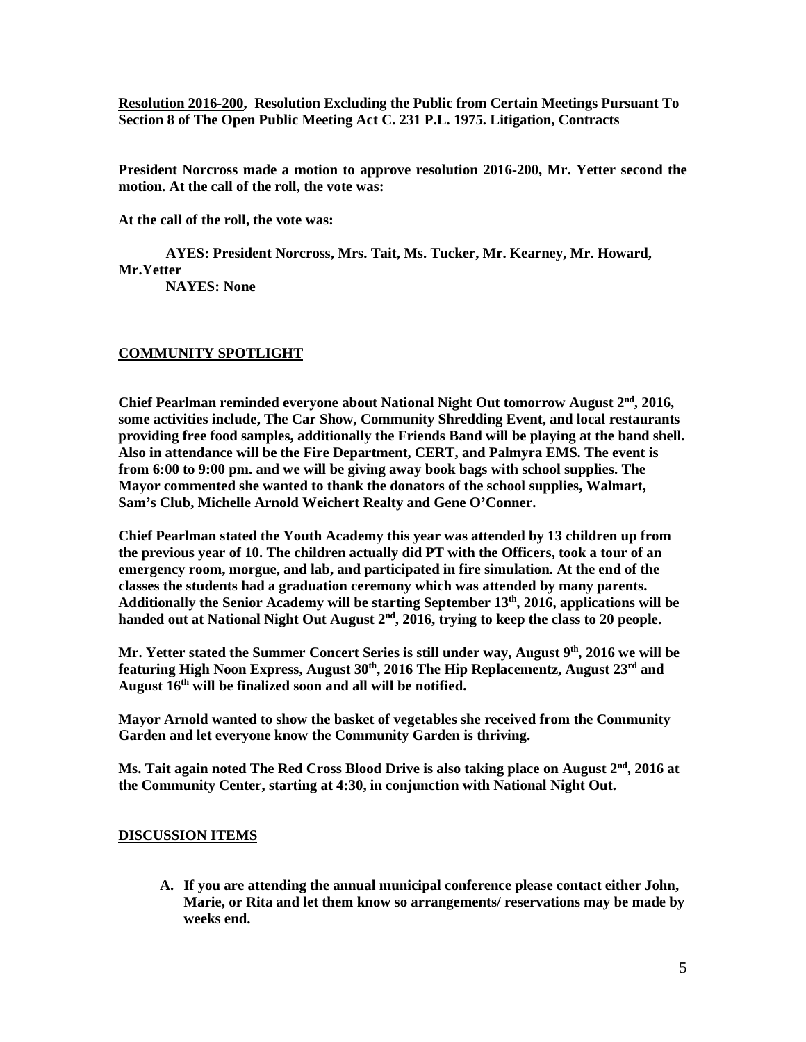**<u>Resolution 2016-200</u>, Resolution Excluding the Public from Certain Meetings Pursuant To Section 8 of The Open Public Meeting Act C. 231 P.L. 1975. Litigation, Contracts**

**President Norcross made a motion to approve resolution 2016-200, Mr. Yetter second the motion. At the call of the roll, the vote was:**

**At the call of the roll, the vote was:**

**AYES: President Norcross, Mrs. Tait, Ms. Tucker, Mr. Kearney, Mr. Howard, Mr.Yetter**
**NAYES: None**

## <u>COMMUNITY SPOTLIGHT</u>

**Chief Pearlman reminded everyone about National Night Out tomorrow August 2nd, 2016, some activities include, The Car Show, Community Shredding Event, and local restaurants providing free food samples, additionally the Friends Band will be playing at the band shell. Also in attendance will be the Fire Department, CERT, and Palmyra EMS. The event is from 6:00 to 9:00 pm. and we will be giving away book bags with school supplies. The Mayor commented she wanted to thank the donators of the school supplies, Walmart, Sam's Club, Michelle Arnold Weichert Realty and Gene O'Conner.**

**Chief Pearlman stated the Youth Academy this year was attended by 13 children up from the previous year of 10. The children actually did PT with the Officers, took a tour of an emergency room, morgue, and lab, and participated in fire simulation. At the end of the classes the students had a graduation ceremony which was attended by many parents. Additionally the Senior Academy will be starting September 13th, 2016, applications will be handed out at National Night Out August 2nd, 2016, trying to keep the class to 20 people.**

**Mr. Yetter stated the Summer Concert Series is still under way, August 9th, 2016 we will be featuring High Noon Express, August 30th, 2016 The Hip Replacementz, August 23rd and August 16th will be finalized soon and all will be notified.**

**Mayor Arnold wanted to show the basket of vegetables she received from the Community Garden and let everyone know the Community Garden is thriving.**

**Ms. Tait again noted The Red Cross Blood Drive is also taking place on August 2nd, 2016 at the Community Center, starting at 4:30, in conjunction with National Night Out.**

## <u>DISCUSSION ITEMS</u>

A. **If you are attending the annual municipal conference please contact either John, Marie, or Rita and let them know so arrangements/ reservations may be made by weeks end.**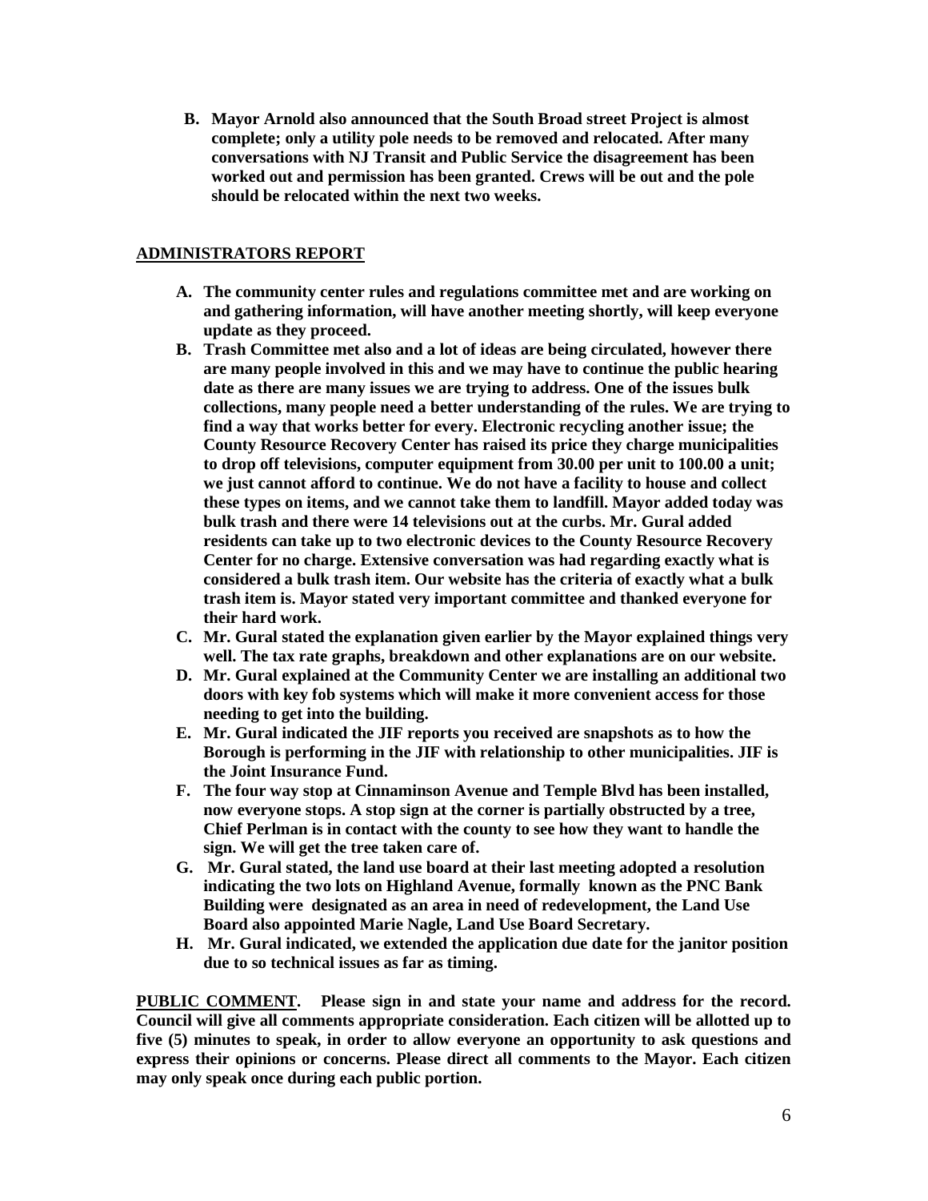B. **Mayor Arnold also announced that the South Broad street Project is almost complete; only a utility pole needs to be removed and relocated. After many conversations with NJ Transit and Public Service the disagreement has been worked out and permission has been granted. Crews will be out and the pole should be relocated within the next two weeks.**

## ADMINISTRATORS REPORT

A. **The community center rules and regulations committee met and are working on and gathering information, will have another meeting shortly, will keep everyone update as they proceed.**
B. **Trash Committee met also and a lot of ideas are being circulated, however there are many people involved in this and we may have to continue the public hearing date as there are many issues we are trying to address. One of the issues bulk collections, many people need a better understanding of the rules. We are trying to find a way that works better for every. Electronic recycling another issue; the County Resource Recovery Center has raised its price they charge municipalities to drop off televisions, computer equipment from 30.00 per unit to 100.00 a unit; we just cannot afford to continue. We do not have a facility to house and collect these types on items, and we cannot take them to landfill. Mayor added today was bulk trash and there were 14 televisions out at the curbs. Mr. Gural added residents can take up to two electronic devices to the County Resource Recovery Center for no charge. Extensive conversation was had regarding exactly what is considered a bulk trash item. Our website has the criteria of exactly what a bulk trash item is. Mayor stated very important committee and thanked everyone for their hard work.**
C. **Mr. Gural stated the explanation given earlier by the Mayor explained things very well. The tax rate graphs, breakdown and other explanations are on our website.**
D. **Mr. Gural explained at the Community Center we are installing an additional two doors with key fob systems which will make it more convenient access for those needing to get into the building.**
E. **Mr. Gural indicated the JIF reports you received are snapshots as to how the Borough is performing in the JIF with relationship to other municipalities. JIF is the Joint Insurance Fund.**
F. **The four way stop at Cinnaminson Avenue and Temple Blvd has been installed, now everyone stops. A stop sign at the corner is partially obstructed by a tree, Chief Perlman is in contact with the county to see how they want to handle the sign. We will get the tree taken care of.**
G. **Mr. Gural stated, the land use board at their last meeting adopted a resolution indicating the two lots on Highland Avenue, formally known as the PNC Bank Building were designated as an area in need of redevelopment, the Land Use Board also appointed Marie Nagle, Land Use Board Secretary.**
H. **Mr. Gural indicated, we extended the application due date for the janitor position due to so technical issues as far as timing.**

**PUBLIC COMMENT. Please sign in and state your name and address for the record. Council will give all comments appropriate consideration. Each citizen will be allotted up to five (5) minutes to speak, in order to allow everyone an opportunity to ask questions and express their opinions or concerns. Please direct all comments to the Mayor. Each citizen may only speak once during each public portion.**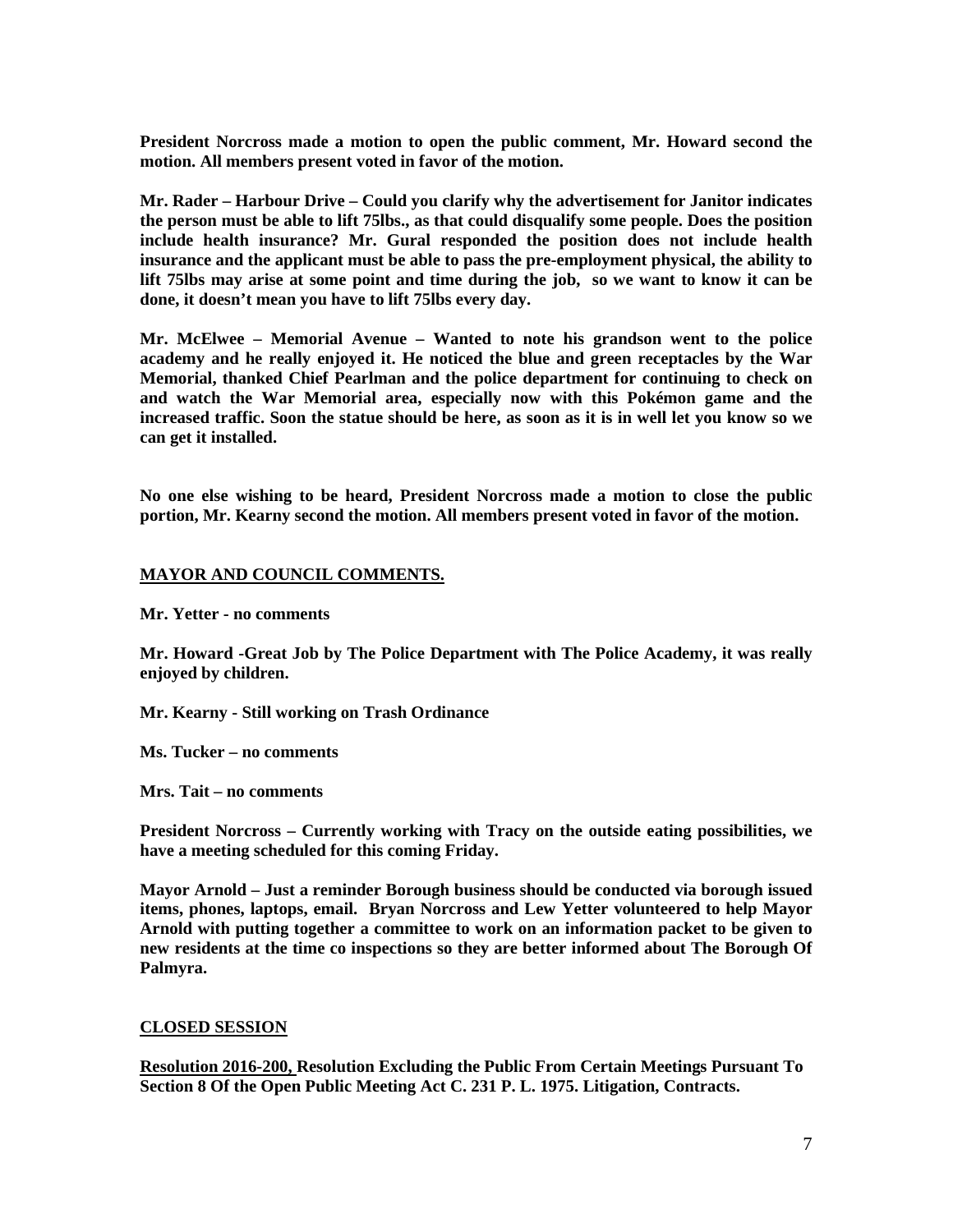**President Norcross made a motion to open the public comment, Mr. Howard second the motion. All members present voted in favor of the motion.**

**Mr. Rader – Harbour Drive – Could you clarify why the advertisement for Janitor indicates the person must be able to lift 75lbs., as that could disqualify some people. Does the position include health insurance? Mr. Gural responded the position does not include health insurance and the applicant must be able to pass the pre-employment physical, the ability to lift 75lbs may arise at some point and time during the job, so we want to know it can be done, it doesn't mean you have to lift 75lbs every day.**

**Mr. McElwee – Memorial Avenue – Wanted to note his grandson went to the police academy and he really enjoyed it. He noticed the blue and green receptacles by the War Memorial, thanked Chief Pearlman and the police department for continuing to check on and watch the War Memorial area, especially now with this Pokémon game and the increased traffic. Soon the statue should be here, as soon as it is in well let you know so we can get it installed.**

**No one else wishing to be heard, President Norcross made a motion to close the public portion, Mr. Kearny second the motion. All members present voted in favor of the motion.**

**MAYOR AND COUNCIL COMMENTS.**

**Mr. Yetter - no comments**

**Mr. Howard -Great Job by The Police Department with The Police Academy, it was really enjoyed by children.**

**Mr. Kearny - Still working on Trash Ordinance**

**Ms. Tucker – no comments**

**Mrs. Tait – no comments**

**President Norcross – Currently working with Tracy on the outside eating possibilities, we have a meeting scheduled for this coming Friday.**

**Mayor Arnold – Just a reminder Borough business should be conducted via borough issued items, phones, laptops, email. Bryan Norcross and Lew Yetter volunteered to help Mayor Arnold with putting together a committee to work on an information packet to be given to new residents at the time co inspections so they are better informed about The Borough Of Palmyra.**

**CLOSED SESSION**

**Resolution 2016-200, Resolution Excluding the Public From Certain Meetings Pursuant To Section 8 Of the Open Public Meeting Act C. 231 P. L. 1975. Litigation, Contracts.**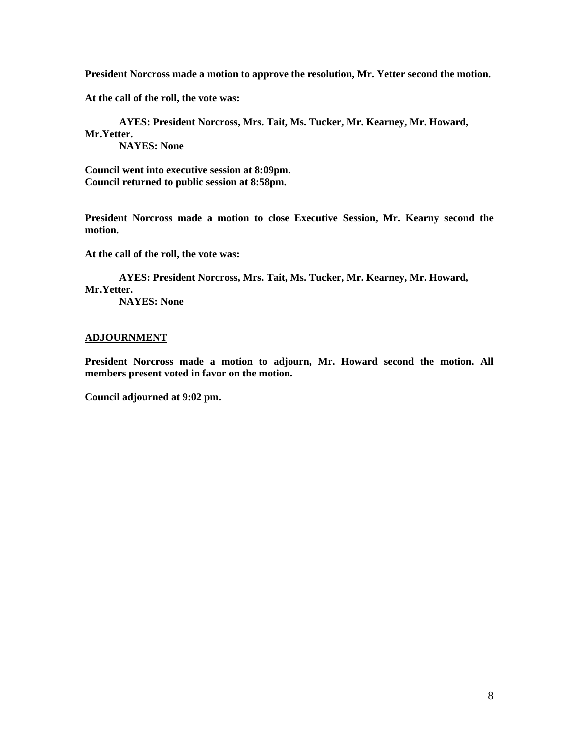**President Norcross made a motion to approve the resolution, Mr. Yetter second the motion.**

**At the call of the roll, the vote was:**

**AYES: President Norcross, Mrs. Tait, Ms. Tucker, Mr. Kearney, Mr. Howard, Mr.Yetter.**
**NAYES: None**

**Council went into executive session at 8:09pm.**
**Council returned to public session at 8:58pm.**

**President Norcross made a motion to close Executive Session, Mr. Kearny second the motion.**

**At the call of the roll, the vote was:**

**AYES: President Norcross, Mrs. Tait, Ms. Tucker, Mr. Kearney, Mr. Howard, Mr.Yetter.**
**NAYES: None**

## ADJOURNMENT

**President Norcross made a motion to adjourn, Mr. Howard second the motion. All members present voted in favor on the motion.**

**Council adjourned at 9:02 pm.**